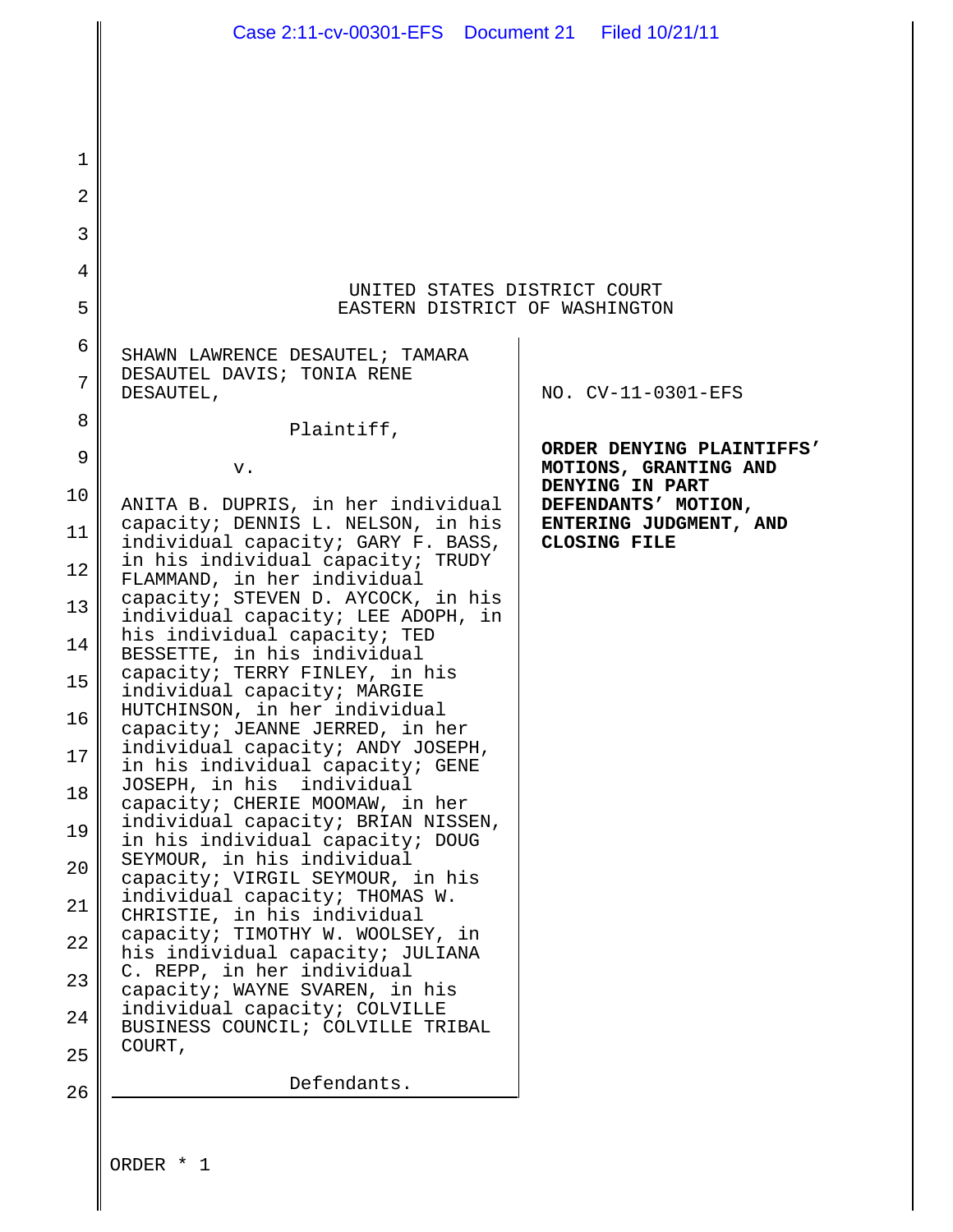UNITED STATES DISTRICT COURT
EASTERN DISTRICT OF WASHINGTON

SHAWN LAWRENCE DESAUTEL; TAMARA DESAUTEL DAVIS; TONIA RENE DESAUTEL,

Plaintiff,

v.

ANITA B. DUPRIS, in her individual capacity; DENNIS L. NELSON, in his individual capacity; GARY F. BASS, in his individual capacity; TRUDY FLAMMAND, in her individual capacity; STEVEN D. AYCOCK, in his individual capacity; LEE ADOPH, in his individual capacity; TED BESSETTE, in his individual capacity; TERRY FINLEY, in his individual capacity; MARGIE HUTCHINSON, in her individual capacity; JEANNE JERRED, in her individual capacity; ANDY JOSEPH, in his individual capacity; GENE JOSEPH, in his individual capacity; CHERIE MOOMAW, in her individual capacity; BRIAN NISSEN, in his individual capacity; DOUG SEYMOUR, in his individual capacity; VIRGIL SEYMOUR, in his individual capacity; THOMAS W. CHRISTIE, in his individual capacity; TIMOTHY W. WOOLSEY, in his individual capacity; JULIANA C. REPP, in her individual capacity; WAYNE SVAREN, in his individual capacity; COLVILLE BUSINESS COUNCIL; COLVILLE TRIBAL COURT,

Defendants.

NO. CV-11-0301-EFS

**ORDER DENYING PLAINTIFFS' MOTIONS, GRANTING AND DENYING IN PART DEFENDANTS' MOTION, ENTERING JUDGMENT, AND CLOSING FILE**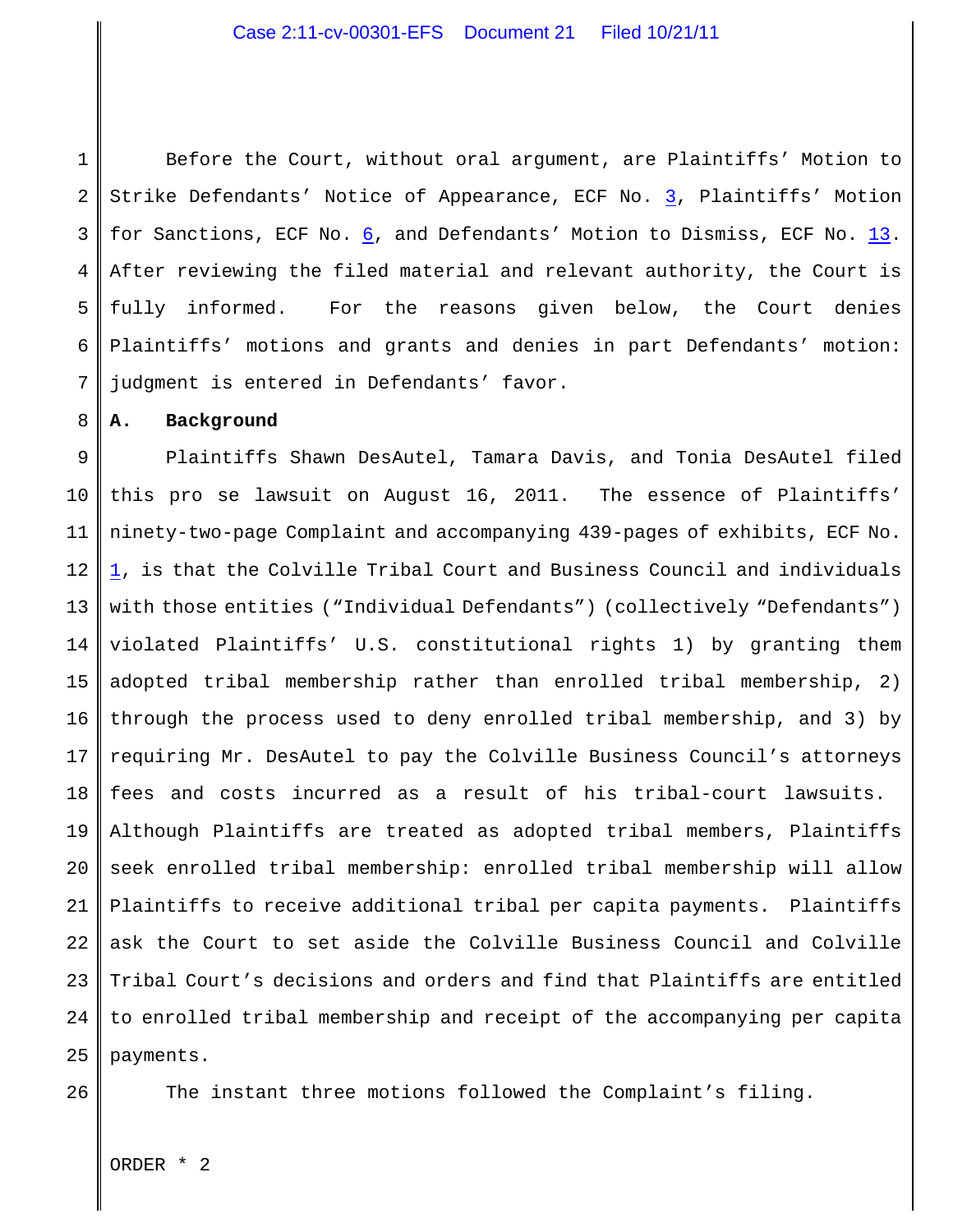Before the Court, without oral argument, are Plaintiffs' Motion to Strike Defendants' Notice of Appearance, ECF No. 3, Plaintiffs' Motion for Sanctions, ECF No. 6, and Defendants' Motion to Dismiss, ECF No. 13. After reviewing the filed material and relevant authority, the Court is fully informed. For the reasons given below, the Court denies Plaintiffs' motions and grants and denies in part Defendants' motion: judgment is entered in Defendants' favor.

**A. Background**

Plaintiffs Shawn DesAutel, Tamara Davis, and Tonia DesAutel filed this pro se lawsuit on August 16, 2011. The essence of Plaintiffs' ninety-two-page Complaint and accompanying 439-pages of exhibits, ECF No. 1, is that the Colville Tribal Court and Business Council and individuals with those entities ("Individual Defendants") (collectively "Defendants") violated Plaintiffs' U.S. constitutional rights 1) by granting them adopted tribal membership rather than enrolled tribal membership, 2) through the process used to deny enrolled tribal membership, and 3) by requiring Mr. DesAutel to pay the Colville Business Council's attorneys fees and costs incurred as a result of his tribal-court lawsuits. Although Plaintiffs are treated as adopted tribal members, Plaintiffs seek enrolled tribal membership: enrolled tribal membership will allow Plaintiffs to receive additional tribal per capita payments. Plaintiffs ask the Court to set aside the Colville Business Council and Colville Tribal Court's decisions and orders and find that Plaintiffs are entitled to enrolled tribal membership and receipt of the accompanying per capita payments.

The instant three motions followed the Complaint's filing.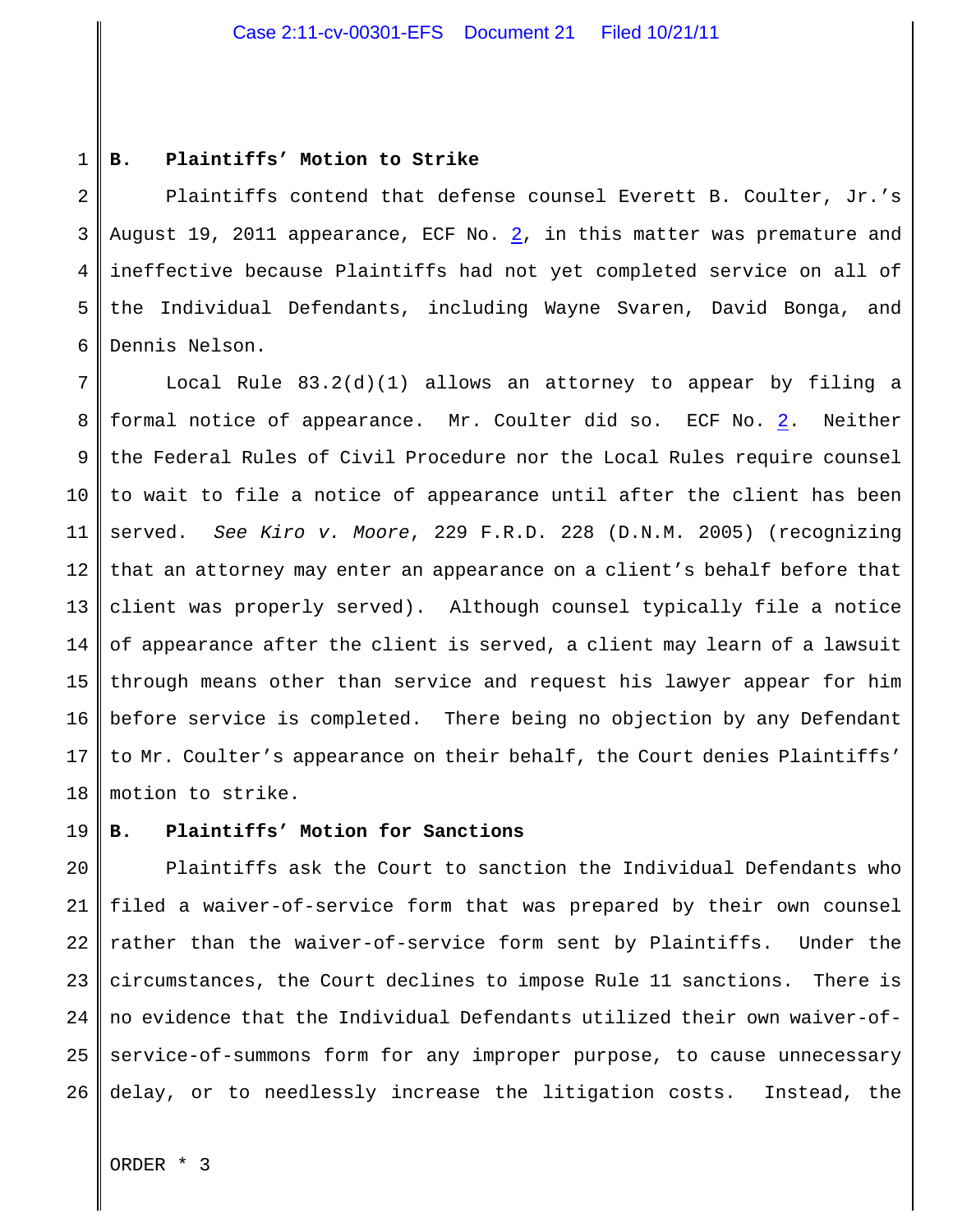### B. Plaintiffs' Motion to Strike

Plaintiffs contend that defense counsel Everett B. Coulter, Jr.'s August 19, 2011 appearance, ECF No. 2, in this matter was premature and ineffective because Plaintiffs had not yet completed service on all of the Individual Defendants, including Wayne Svaren, David Bonga, and Dennis Nelson.

Local Rule 83.2(d)(1) allows an attorney to appear by filing a formal notice of appearance. Mr. Coulter did so. ECF No. 2. Neither the Federal Rules of Civil Procedure nor the Local Rules require counsel to wait to file a notice of appearance until after the client has been served. *See Kiro v. Moore*, 229 F.R.D. 228 (D.N.M. 2005) (recognizing that an attorney may enter an appearance on a client's behalf before that client was properly served). Although counsel typically file a notice of appearance after the client is served, a client may learn of a lawsuit through means other than service and request his lawyer appear for him before service is completed. There being no objection by any Defendant to Mr. Coulter's appearance on their behalf, the Court denies Plaintiffs' motion to strike.

### B. Plaintiffs' Motion for Sanctions

Plaintiffs ask the Court to sanction the Individual Defendants who filed a waiver-of-service form that was prepared by their own counsel rather than the waiver-of-service form sent by Plaintiffs. Under the circumstances, the Court declines to impose Rule 11 sanctions. There is no evidence that the Individual Defendants utilized their own waiver-of-service-of-summons form for any improper purpose, to cause unnecessary delay, or to needlessly increase the litigation costs. Instead, the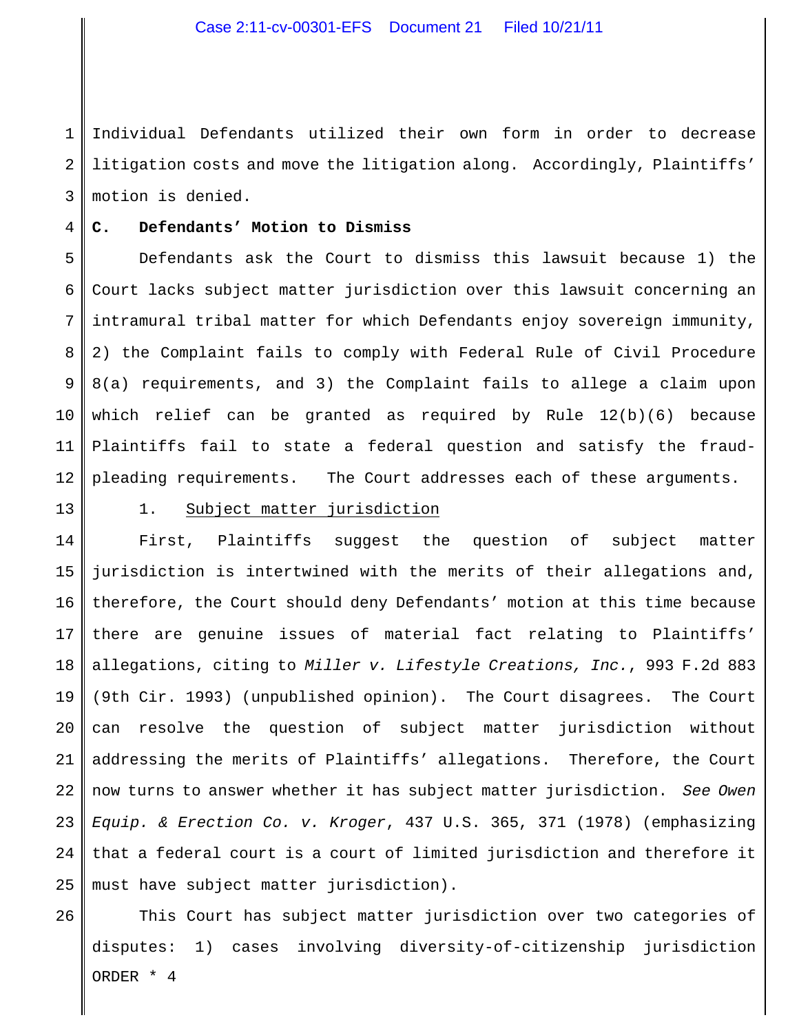Individual Defendants utilized their own form in order to decrease litigation costs and move the litigation along. Accordingly, Plaintiffs' motion is denied.

**C. Defendants' Motion to Dismiss**

Defendants ask the Court to dismiss this lawsuit because 1) the Court lacks subject matter jurisdiction over this lawsuit concerning an intramural tribal matter for which Defendants enjoy sovereign immunity, 2) the Complaint fails to comply with Federal Rule of Civil Procedure 8(a) requirements, and 3) the Complaint fails to allege a claim upon which relief can be granted as required by Rule 12(b)(6) because Plaintiffs fail to state a federal question and satisfy the fraud-pleading requirements. The Court addresses each of these arguments.

1. Subject matter jurisdiction

First, Plaintiffs suggest the question of subject matter jurisdiction is intertwined with the merits of their allegations and, therefore, the Court should deny Defendants' motion at this time because there are genuine issues of material fact relating to Plaintiffs' allegations, citing to *Miller v. Lifestyle Creations, Inc.*, 993 F.2d 883 (9th Cir. 1993) (unpublished opinion). The Court disagrees. The Court can resolve the question of subject matter jurisdiction without addressing the merits of Plaintiffs' allegations. Therefore, the Court now turns to answer whether it has subject matter jurisdiction. *See Owen Equip. & Erection Co. v. Kroger*, 437 U.S. 365, 371 (1978) (emphasizing that a federal court is a court of limited jurisdiction and therefore it must have subject matter jurisdiction).

This Court has subject matter jurisdiction over two categories of disputes: 1) cases involving diversity-of-citizenship jurisdiction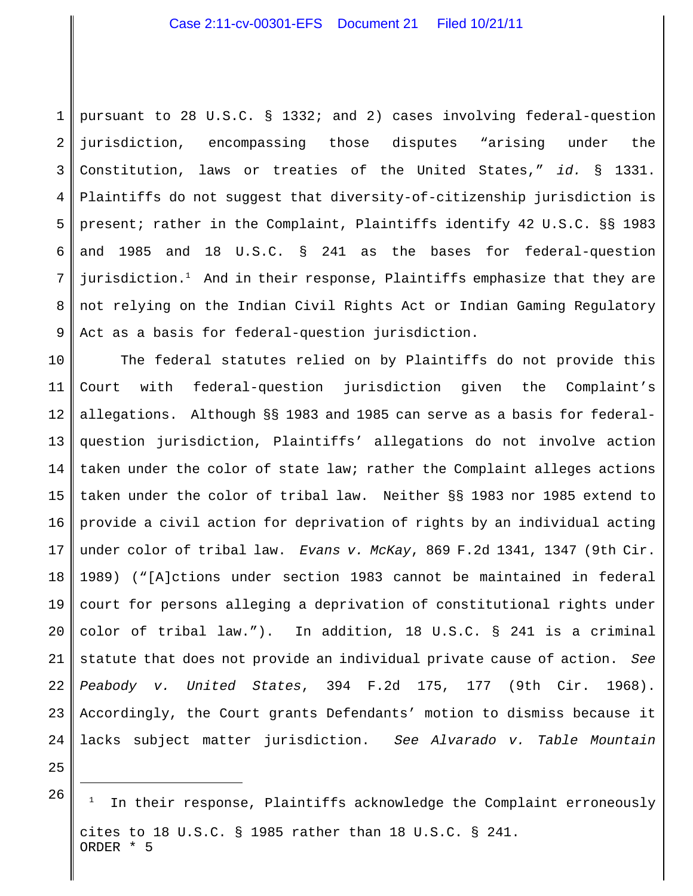pursuant to 28 U.S.C. § 1332; and 2) cases involving federal-question jurisdiction, encompassing those disputes "arising under the Constitution, laws or treaties of the United States," *id.* § 1331. Plaintiffs do not suggest that diversity-of-citizenship jurisdiction is present; rather in the Complaint, Plaintiffs identify 42 U.S.C. §§ 1983 and 1985 and 18 U.S.C. § 241 as the bases for federal-question jurisdiction.[1] And in their response, Plaintiffs emphasize that they are not relying on the Indian Civil Rights Act or Indian Gaming Regulatory Act as a basis for federal-question jurisdiction.

The federal statutes relied on by Plaintiffs do not provide this Court with federal-question jurisdiction given the Complaint's allegations. Although §§ 1983 and 1985 can serve as a basis for federal-question jurisdiction, Plaintiffs' allegations do not involve action taken under the color of state law; rather the Complaint alleges actions taken under the color of tribal law. Neither §§ 1983 nor 1985 extend to provide a civil action for deprivation of rights by an individual acting under color of tribal law. *Evans v. McKay*, 869 F.2d 1341, 1347 (9th Cir. 1989) ("[A]ctions under section 1983 cannot be maintained in federal court for persons alleging a deprivation of constitutional rights under color of tribal law."). In addition, 18 U.S.C. § 241 is a criminal statute that does not provide an individual private cause of action. *See Peabody v. United States*, 394 F.2d 175, 177 (9th Cir. 1968). Accordingly, the Court grants Defendants' motion to dismiss because it lacks subject matter jurisdiction. *See Alvarado v. Table Mountain*

---

[1] In their response, Plaintiffs acknowledge the Complaint erroneously cites to 18 U.S.C. § 1985 rather than 18 U.S.C. § 241.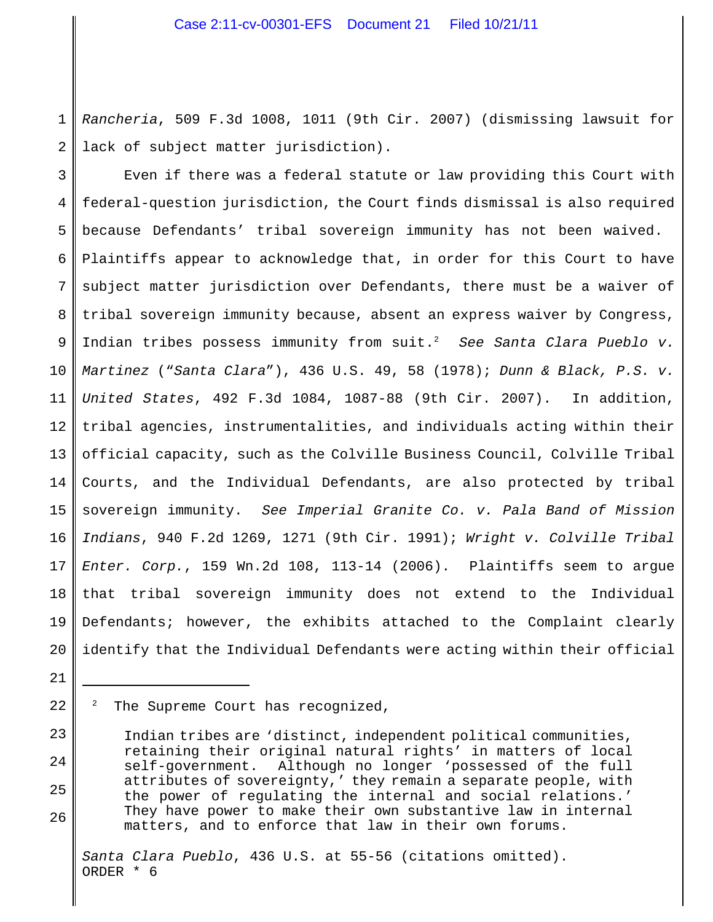*Rancheria*, 509 F.3d 1008, 1011 (9th Cir. 2007) (dismissing lawsuit for lack of subject matter jurisdiction).

Even if there was a federal statute or law providing this Court with federal-question jurisdiction, the Court finds dismissal is also required because Defendants' tribal sovereign immunity has not been waived. Plaintiffs appear to acknowledge that, in order for this Court to have subject matter jurisdiction over Defendants, there must be a waiver of tribal sovereign immunity because, absent an express waiver by Congress, Indian tribes possess immunity from suit.[2] *See Santa Clara Pueblo v. Martinez* ("*Santa Clara*"), 436 U.S. 49, 58 (1978); *Dunn & Black, P.S. v. United States*, 492 F.3d 1084, 1087-88 (9th Cir. 2007). In addition, tribal agencies, instrumentalities, and individuals acting within their official capacity, such as the Colville Business Council, Colville Tribal Courts, and the Individual Defendants, are also protected by tribal sovereign immunity. *See Imperial Granite Co. v. Pala Band of Mission Indians*, 940 F.2d 1269, 1271 (9th Cir. 1991); *Wright v. Colville Tribal Enter. Corp.*, 159 Wn.2d 108, 113-14 (2006). Plaintiffs seem to argue that tribal sovereign immunity does not extend to the Individual Defendants; however, the exhibits attached to the Complaint clearly identify that the Individual Defendants were acting within their official

---

[2] The Supreme Court has recognized,

> Indian tribes are 'distinct, independent political communities, retaining their original natural rights' in matters of local self-government. Although no longer 'possessed of the full attributes of sovereignty,' they remain a separate people, with the power of regulating the internal and social relations.' They have power to make their own substantive law in internal matters, and to enforce that law in their own forums.

*Santa Clara Pueblo*, 436 U.S. at 55-56 (citations omitted).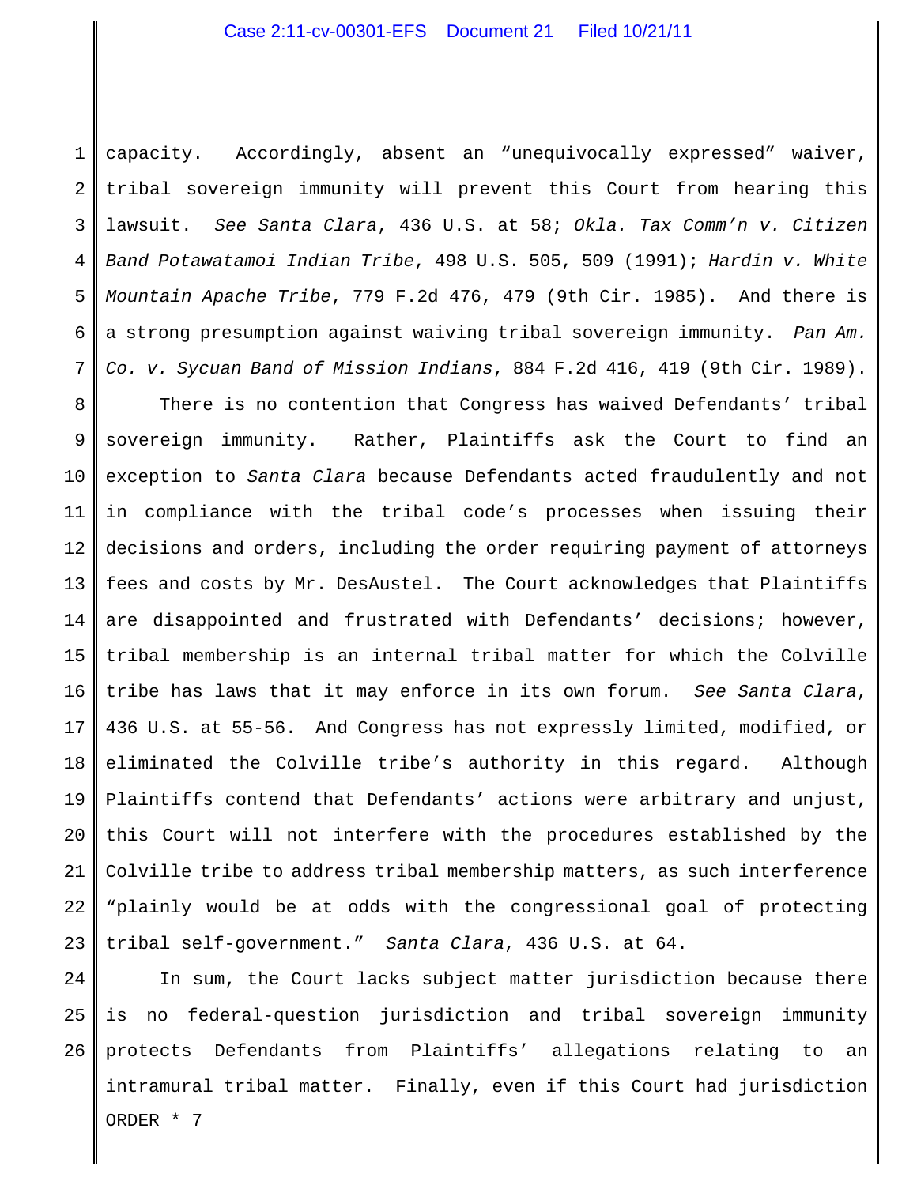capacity. Accordingly, absent an "unequivocally expressed" waiver, tribal sovereign immunity will prevent this Court from hearing this lawsuit. *See Santa Clara*, 436 U.S. at 58; *Okla. Tax Comm'n v. Citizen Band Potawatamoi Indian Tribe*, 498 U.S. 505, 509 (1991); *Hardin v. White Mountain Apache Tribe*, 779 F.2d 476, 479 (9th Cir. 1985). And there is a strong presumption against waiving tribal sovereign immunity. *Pan Am. Co. v. Sycuan Band of Mission Indians*, 884 F.2d 416, 419 (9th Cir. 1989).

There is no contention that Congress has waived Defendants' tribal sovereign immunity. Rather, Plaintiffs ask the Court to find an exception to *Santa Clara* because Defendants acted fraudulently and not in compliance with the tribal code's processes when issuing their decisions and orders, including the order requiring payment of attorneys fees and costs by Mr. DesAustel. The Court acknowledges that Plaintiffs are disappointed and frustrated with Defendants' decisions; however, tribal membership is an internal tribal matter for which the Colville tribe has laws that it may enforce in its own forum. *See Santa Clara*, 436 U.S. at 55-56. And Congress has not expressly limited, modified, or eliminated the Colville tribe's authority in this regard. Although Plaintiffs contend that Defendants' actions were arbitrary and unjust, this Court will not interfere with the procedures established by the Colville tribe to address tribal membership matters, as such interference "plainly would be at odds with the congressional goal of protecting tribal self-government." *Santa Clara*, 436 U.S. at 64.

In sum, the Court lacks subject matter jurisdiction because there is no federal-question jurisdiction and tribal sovereign immunity protects Defendants from Plaintiffs' allegations relating to an intramural tribal matter. Finally, even if this Court had jurisdiction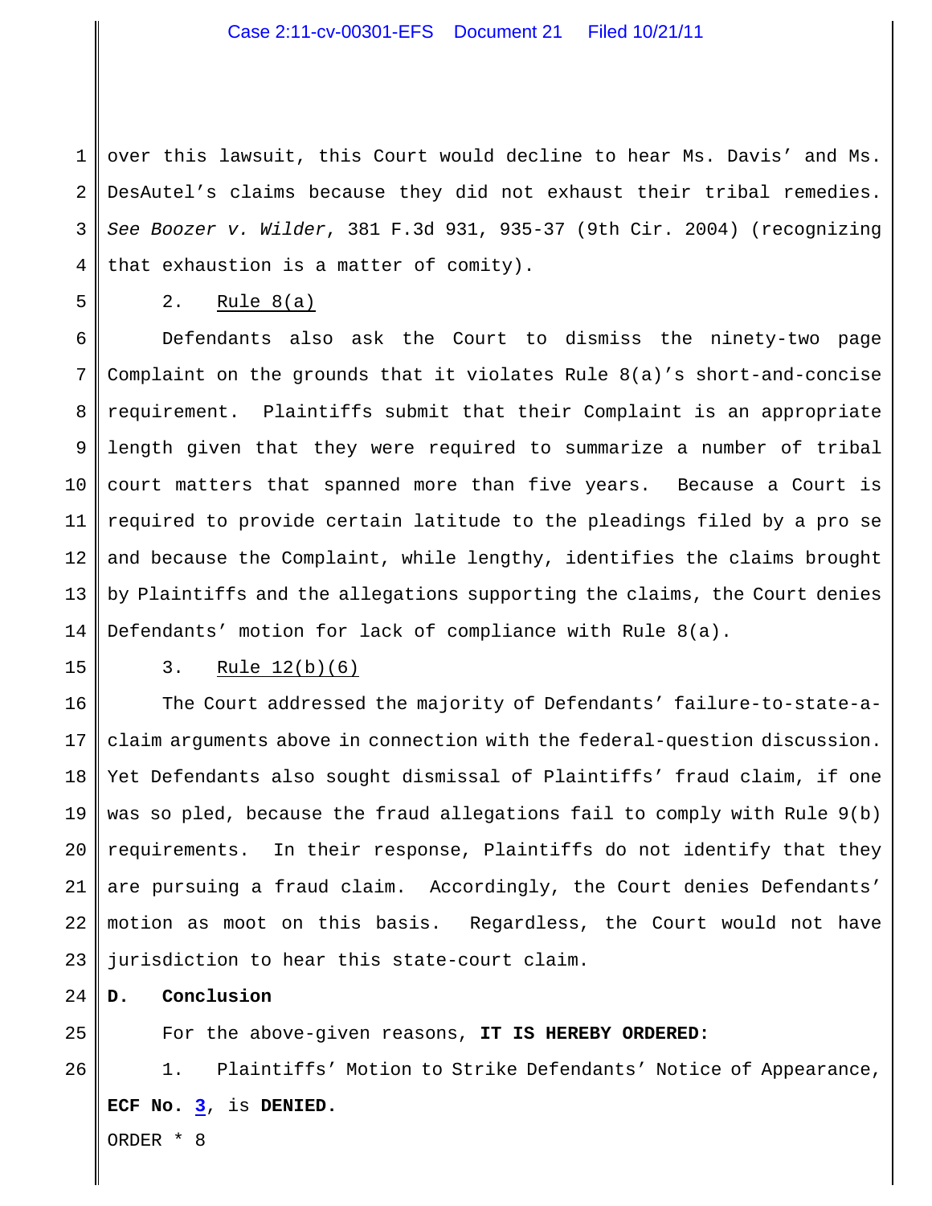over this lawsuit, this Court would decline to hear Ms. Davis' and Ms. DesAutel's claims because they did not exhaust their tribal remedies. *See Boozer v. Wilder*, 381 F.3d 931, 935-37 (9th Cir. 2004) (recognizing that exhaustion is a matter of comity).

2. Rule 8(a)

Defendants also ask the Court to dismiss the ninety-two page Complaint on the grounds that it violates Rule 8(a)'s short-and-concise requirement. Plaintiffs submit that their Complaint is an appropriate length given that they were required to summarize a number of tribal court matters that spanned more than five years. Because a Court is required to provide certain latitude to the pleadings filed by a pro se and because the Complaint, while lengthy, identifies the claims brought by Plaintiffs and the allegations supporting the claims, the Court denies Defendants' motion for lack of compliance with Rule 8(a).

3. Rule 12(b)(6)

The Court addressed the majority of Defendants' failure-to-state-a-claim arguments above in connection with the federal-question discussion. Yet Defendants also sought dismissal of Plaintiffs' fraud claim, if one was so pled, because the fraud allegations fail to comply with Rule 9(b) requirements. In their response, Plaintiffs do not identify that they are pursuing a fraud claim. Accordingly, the Court denies Defendants' motion as moot on this basis. Regardless, the Court would not have jurisdiction to hear this state-court claim.

**D. Conclusion**

For the above-given reasons, **IT IS HEREBY ORDERED**:

1. Plaintiffs' Motion to Strike Defendants' Notice of Appearance, **ECF No. 3**, is **DENIED.**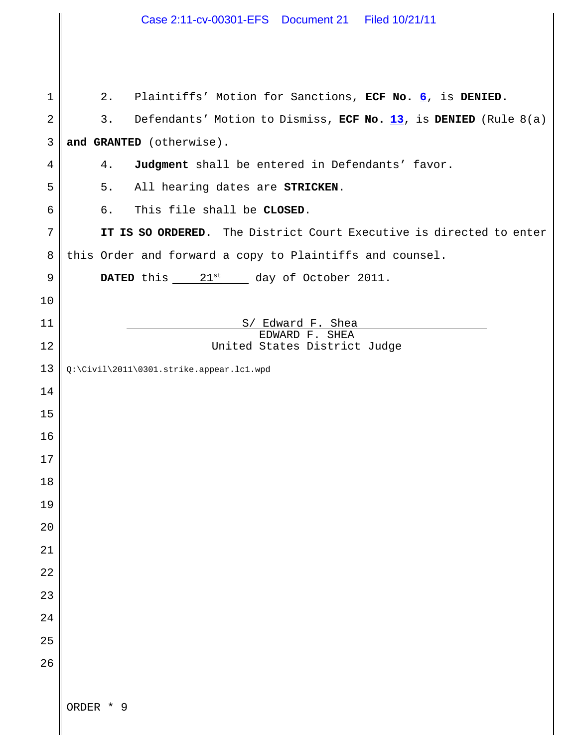2. Plaintiffs' Motion for Sanctions, **ECF No. 6**, is **DENIED.**

3. Defendants' Motion to Dismiss, **ECF No. 13**, is **DENIED** (Rule 8(a) **and GRANTED** (otherwise).

4. **Judgment** shall be entered in Defendants' favor.

5. All hearing dates are **STRICKEN**.

6. This file shall be **CLOSED**.

**IT IS SO ORDERED.** The District Court Executive is directed to enter this Order and forward a copy to Plaintiffs and counsel.

**DATED** this 21st day of October 2011.

S/ Edward F. Shea
EDWARD F. SHEA
United States District Judge

Q:\Civil\2011\0301.strike.appear.lc1.wpd

ORDER * 9